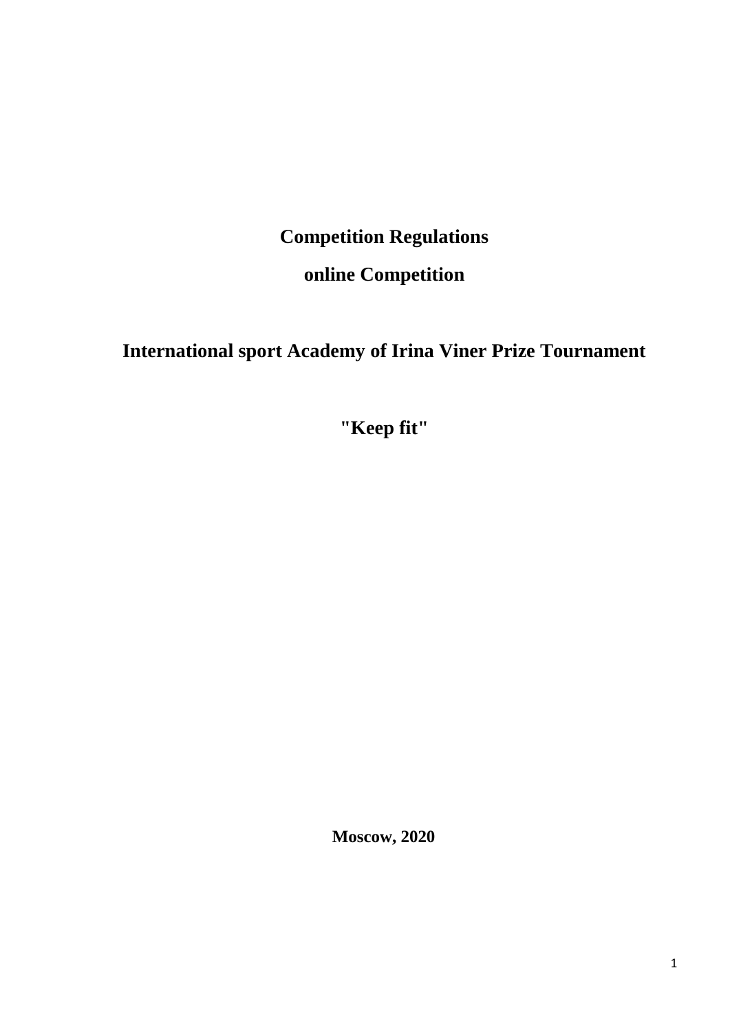**Competition Regulations**

**online Competition**

# International sport Academy of Irina Viner Prize Tournament

## "Keep fit"

**Moscow, 2020**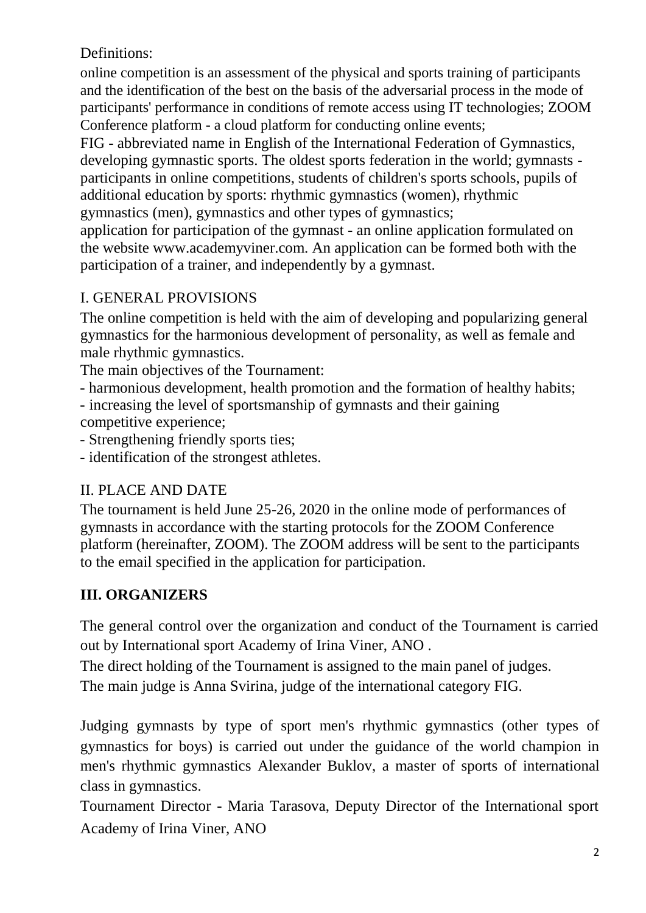Definitions:

online competition is an assessment of the physical and sports training of participants and the identification of the best on the basis of the adversarial process in the mode of participants' performance in conditions of remote access using IT technologies; ZOOM Conference platform - a cloud platform for conducting online events;

FIG - abbreviated name in English of the International Federation of Gymnastics, developing gymnastic sports. The oldest sports federation in the world; gymnasts - participants in online competitions, students of children's sports schools, pupils of additional education by sports: rhythmic gymnastics (women), rhythmic gymnastics (men), gymnastics and other types of gymnastics;

application for participation of the gymnast - an online application formulated on the website www.academyviner.com. An application can be formed both with the participation of a trainer, and independently by a gymnast.

## I. GENERAL PROVISIONS

The online competition is held with the aim of developing and popularizing general gymnastics for the harmonious development of personality, as well as female and male rhythmic gymnastics.

The main objectives of the Tournament:

- harmonious development, health promotion and the formation of healthy habits;
- increasing the level of sportsmanship of gymnasts and their gaining competitive experience;
- Strengthening friendly sports ties;
- identification of the strongest athletes.

## II. PLACE AND DATE

The tournament is held June 25-26, 2020 in the online mode of performances of gymnasts in accordance with the starting protocols for the ZOOM Conference platform (hereinafter, ZOOM). The ZOOM address will be sent to the participants to the email specified in the application for participation.

## III. ORGANIZERS

The general control over the organization and conduct of the Tournament is carried out by International sport Academy of Irina Viner, ANO .

The direct holding of the Tournament is assigned to the main panel of judges.

The main judge is Anna Svirina, judge of the international category FIG.

Judging gymnasts by type of sport men's rhythmic gymnastics (other types of gymnastics for boys) is carried out under the guidance of the world champion in men's rhythmic gymnastics Alexander Buklov, a master of sports of international class in gymnastics.

Tournament Director - Maria Tarasova, Deputy Director of the International sport Academy of Irina Viner, ANO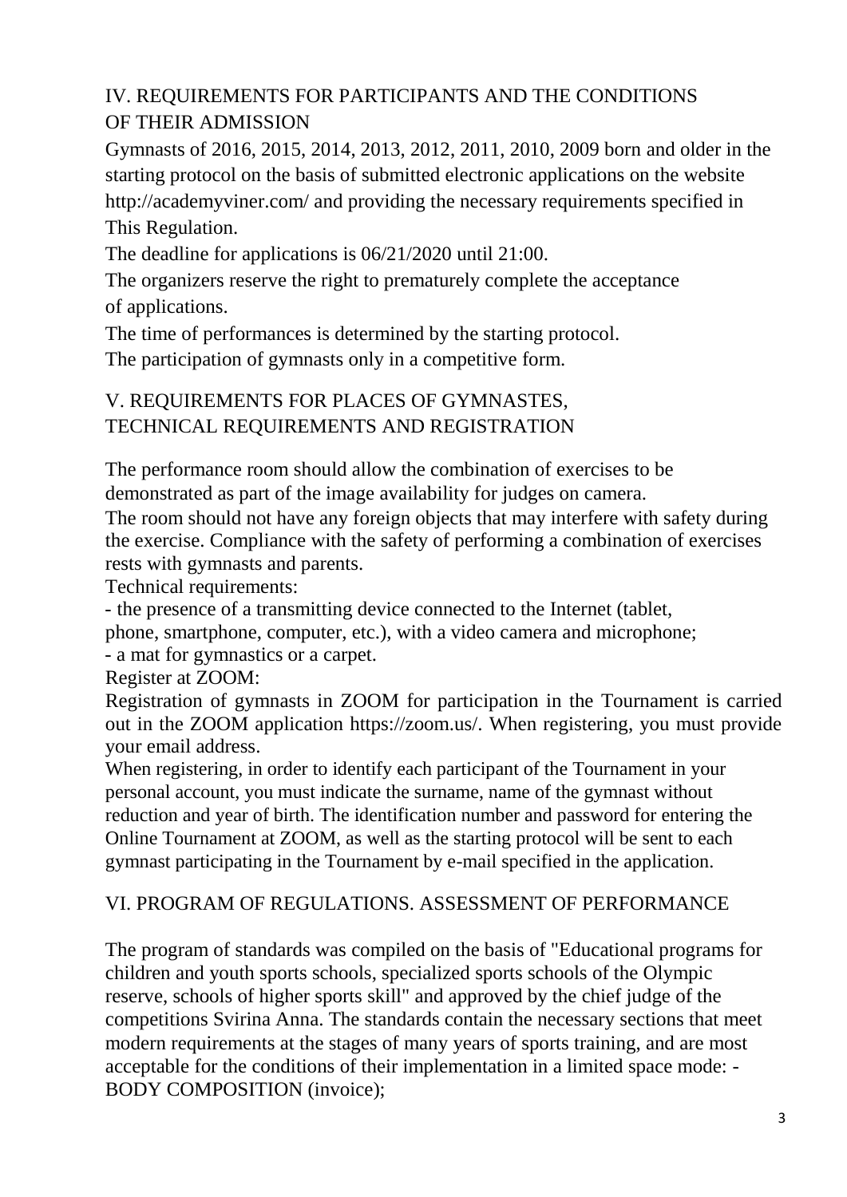## IV. REQUIREMENTS FOR PARTICIPANTS AND THE CONDITIONS OF THEIR ADMISSION

Gymnasts of 2016, 2015, 2014, 2013, 2012, 2011, 2010, 2009 born and older in the starting protocol on the basis of submitted electronic applications on the website http://academyviner.com/ and providing the necessary requirements specified in This Regulation.

The deadline for applications is 06/21/2020 until 21:00.

The organizers reserve the right to prematurely complete the acceptance of applications.

The time of performances is determined by the starting protocol.

The participation of gymnasts only in a competitive form.

## V. REQUIREMENTS FOR PLACES OF GYMNASTES, TECHNICAL REQUIREMENTS AND REGISTRATION

The performance room should allow the combination of exercises to be demonstrated as part of the image availability for judges on camera.

The room should not have any foreign objects that may interfere with safety during the exercise. Compliance with the safety of performing a combination of exercises rests with gymnasts and parents.

Technical requirements:

- the presence of a transmitting device connected to the Internet (tablet, phone, smartphone, computer, etc.), with a video camera and microphone;
- a mat for gymnastics or a carpet.

Register at ZOOM:

Registration of gymnasts in ZOOM for participation in the Tournament is carried out in the ZOOM application https://zoom.us/. When registering, you must provide your email address.

When registering, in order to identify each participant of the Tournament in your personal account, you must indicate the surname, name of the gymnast without reduction and year of birth. The identification number and password for entering the Online Tournament at ZOOM, as well as the starting protocol will be sent to each gymnast participating in the Tournament by e-mail specified in the application.

## VI. PROGRAM OF REGULATIONS. ASSESSMENT OF PERFORMANCE

The program of standards was compiled on the basis of "Educational programs for children and youth sports schools, specialized sports schools of the Olympic reserve, schools of higher sports skill" and approved by the chief judge of the competitions Svirina Anna. The standards contain the necessary sections that meet modern requirements at the stages of many years of sports training, and are most acceptable for the conditions of their implementation in a limited space mode: - BODY COMPOSITION (invoice);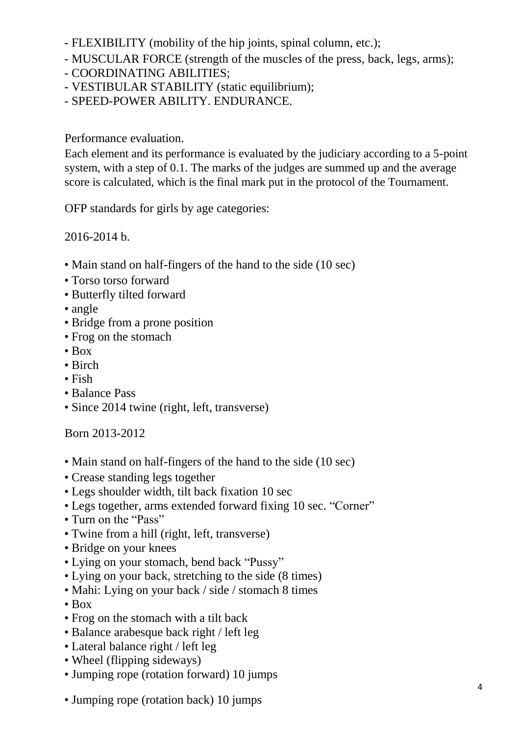- FLEXIBILITY (mobility of the hip joints, spinal column, etc.);
- MUSCULAR FORCE (strength of the muscles of the press, back, legs, arms);
- COORDINATING ABILITIES;
- VESTIBULAR STABILITY (static equilibrium);
- SPEED-POWER ABILITY. ENDURANCE.

Performance evaluation.

Each element and its performance is evaluated by the judiciary according to a 5-point system, with a step of 0.1. The marks of the judges are summed up and the average score is calculated, which is the final mark put in the protocol of the Tournament.

OFP standards for girls by age categories:

2016-2014 b.

- Main stand on half-fingers of the hand to the side (10 sec)
- Torso torso forward
- Butterfly tilted forward
- angle
- Bridge from a prone position
- Frog on the stomach
- Box
- Birch
- Fish
- Balance Pass
- Since 2014 twine (right, left, transverse)

Born 2013-2012

- Main stand on half-fingers of the hand to the side (10 sec)
- Crease standing legs together
- Legs shoulder width, tilt back fixation 10 sec
- Legs together, arms extended forward fixing 10 sec. "Corner"
- Turn on the "Pass"
- Twine from a hill (right, left, transverse)
- Bridge on your knees
- Lying on your stomach, bend back "Pussy"
- Lying on your back, stretching to the side (8 times)
- Mahi: Lying on your back / side / stomach 8 times
- Box
- Frog on the stomach with a tilt back
- Balance arabesque back right / left leg
- Lateral balance right / left leg
- Wheel (flipping sideways)
- Jumping rope (rotation forward) 10 jumps
- Jumping rope (rotation back) 10 jumps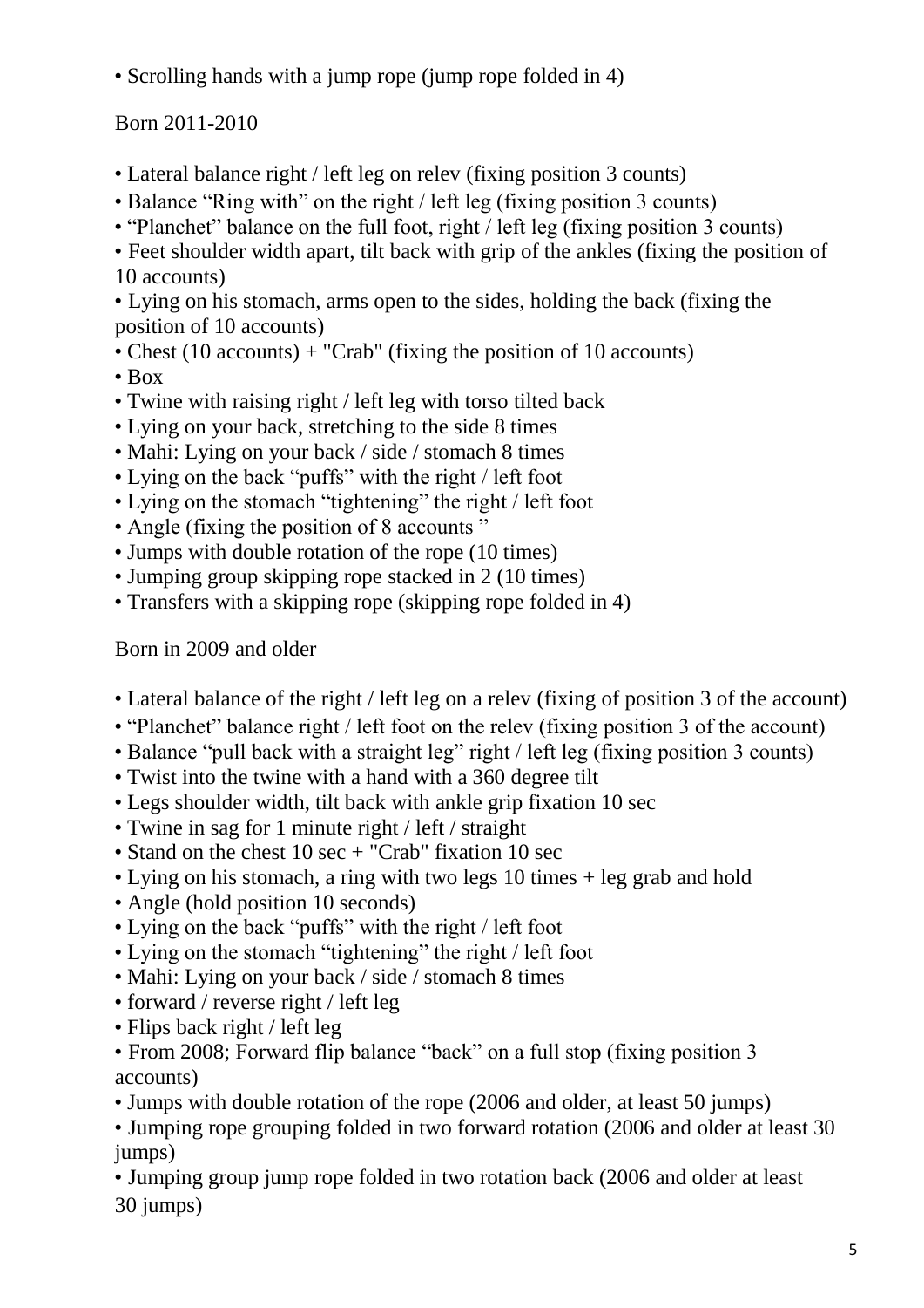- Scrolling hands with a jump rope (jump rope folded in 4)

Born 2011-2010

- Lateral balance right / left leg on relev (fixing position 3 counts)
- Balance “Ring with” on the right / left leg (fixing position 3 counts)
- “Planchet” balance on the full foot, right / left leg (fixing position 3 counts)
- Feet shoulder width apart, tilt back with grip of the ankles (fixing the position of 10 accounts)
- Lying on his stomach, arms open to the sides, holding the back (fixing the position of 10 accounts)
- Chest (10 accounts) + "Crab" (fixing the position of 10 accounts)
- Box
- Twine with raising right / left leg with torso tilted back
- Lying on your back, stretching to the side 8 times
- Mahi: Lying on your back / side / stomach 8 times
- Lying on the back “puffs” with the right / left foot
- Lying on the stomach “tightening” the right / left foot
- Angle (fixing the position of 8 accounts ”
- Jumps with double rotation of the rope (10 times)
- Jumping group skipping rope stacked in 2 (10 times)
- Transfers with a skipping rope (skipping rope folded in 4)

Born in 2009 and older

- Lateral balance of the right / left leg on a relev (fixing of position 3 of the account)
- “Planchet” balance right / left foot on the relev (fixing position 3 of the account)
- Balance “pull back with a straight leg” right / left leg (fixing position 3 counts)
- Twist into the twine with a hand with a 360 degree tilt
- Legs shoulder width, tilt back with ankle grip fixation 10 sec
- Twine in sag for 1 minute right / left / straight
- Stand on the chest 10 sec + "Crab" fixation 10 sec
- Lying on his stomach, a ring with two legs 10 times + leg grab and hold
- Angle (hold position 10 seconds)
- Lying on the back “puffs” with the right / left foot
- Lying on the stomach “tightening” the right / left foot
- Mahi: Lying on your back / side / stomach 8 times
- forward / reverse right / left leg
- Flips back right / left leg
- From 2008; Forward flip balance “back” on a full stop (fixing position 3 accounts)
- Jumps with double rotation of the rope (2006 and older, at least 50 jumps)
- Jumping rope grouping folded in two forward rotation (2006 and older at least 30 jumps)
- Jumping group jump rope folded in two rotation back (2006 and older at least 30 jumps)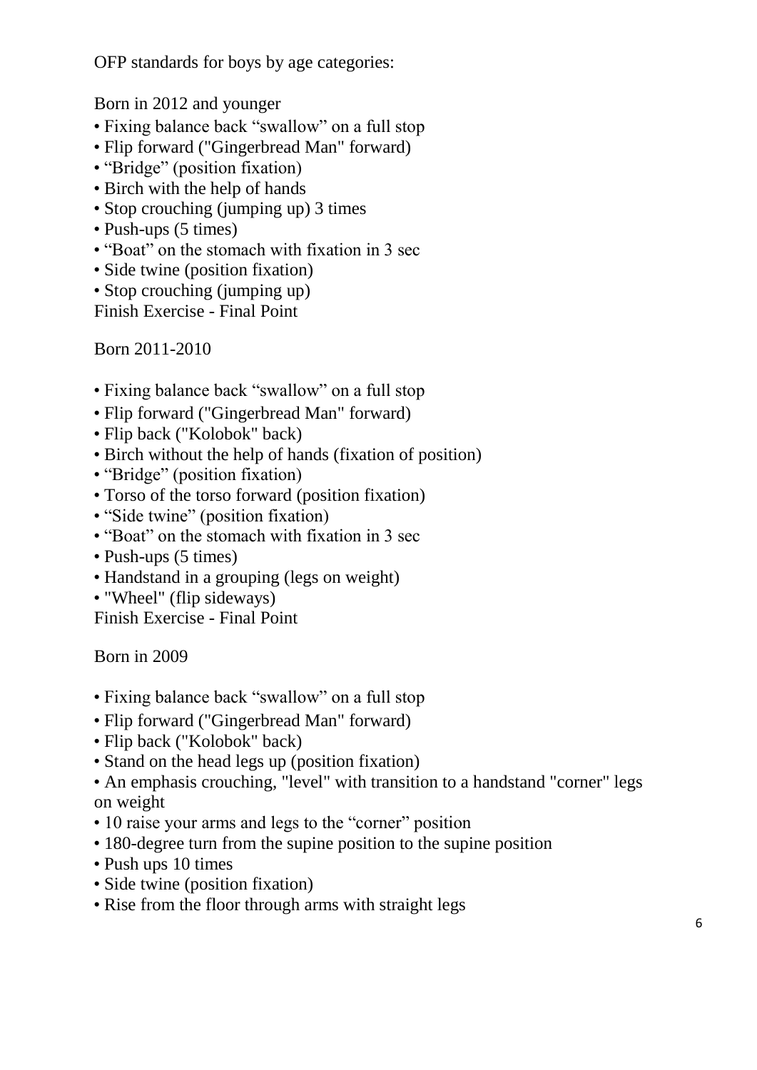OFP standards for boys by age categories:

Born in 2012 and younger

- Fixing balance back "swallow" on a full stop
- Flip forward ("Gingerbread Man" forward)
- "Bridge" (position fixation)
- Birch with the help of hands
- Stop crouching (jumping up) 3 times
- Push-ups (5 times)
- "Boat" on the stomach with fixation in 3 sec
- Side twine (position fixation)
- Stop crouching (jumping up)

Finish Exercise - Final Point

Born 2011-2010

- Fixing balance back "swallow" on a full stop
- Flip forward ("Gingerbread Man" forward)
- Flip back ("Kolobok" back)
- Birch without the help of hands (fixation of position)
- "Bridge" (position fixation)
- Torso of the torso forward (position fixation)
- "Side twine" (position fixation)
- "Boat" on the stomach with fixation in 3 sec
- Push-ups (5 times)
- Handstand in a grouping (legs on weight)
- "Wheel" (flip sideways)

Finish Exercise - Final Point

Born in 2009

- Fixing balance back "swallow" on a full stop
- Flip forward ("Gingerbread Man" forward)
- Flip back ("Kolobok" back)
- Stand on the head legs up (position fixation)
- An emphasis crouching, "level" with transition to a handstand "corner" legs on weight
- 10 raise your arms and legs to the "corner" position
- 180-degree turn from the supine position to the supine position
- Push ups 10 times
- Side twine (position fixation)
- Rise from the floor through arms with straight legs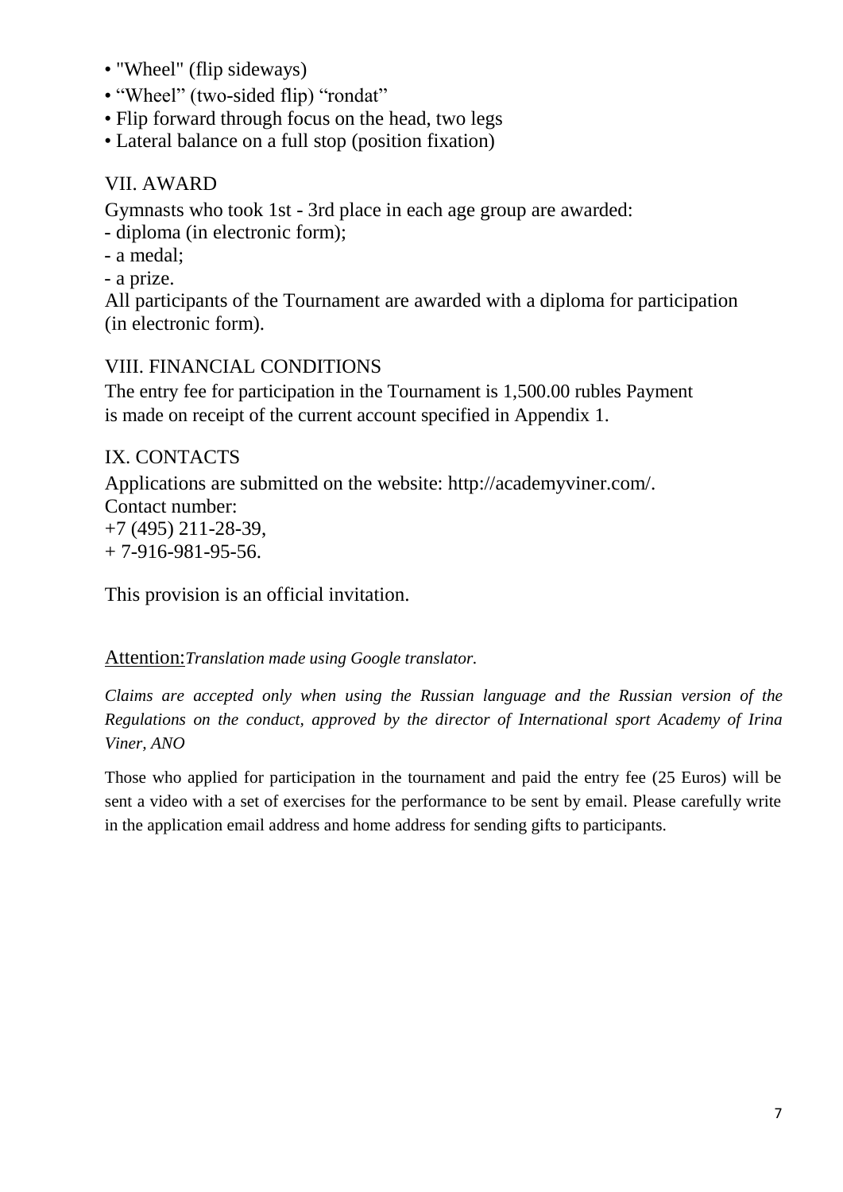- "Wheel" (flip sideways)
- “Wheel” (two-sided flip) “rondat”
- Flip forward through focus on the head, two legs
- Lateral balance on a full stop (position fixation)

## VII. AWARD

Gymnasts who took 1st - 3rd place in each age group are awarded:

- diploma (in electronic form);
- a medal;
- a prize.

All participants of the Tournament are awarded with a diploma for participation (in electronic form).

## VIII. FINANCIAL CONDITIONS

The entry fee for participation in the Tournament is 1,500.00 rubles Payment is made on receipt of the current account specified in Appendix 1.

## IX. CONTACTS

Applications are submitted on the website: http://academyviner.com/.
Contact number:
+7 (495) 211-28-39,
+ 7-916-981-95-56.

This provision is an official invitation.

Attention:*Translation made using Google translator.*

*Claims are accepted only when using the Russian language and the Russian version of the Regulations on the conduct, approved by the director of International sport Academy of Irina Viner, ANO*

Those who applied for participation in the tournament and paid the entry fee (25 Euros) will be sent a video with a set of exercises for the performance to be sent by email. Please carefully write in the application email address and home address for sending gifts to participants.